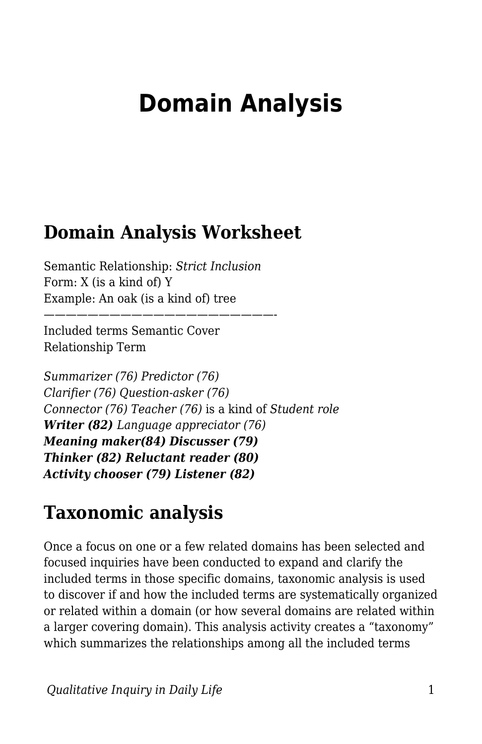# Domain Analysis

## Domain Analysis Worksheet

Semantic Relationship: *Strict Inclusion*
Form: X (is a kind of) Y
Example: An oak (is a kind of) tree
——————————————————————————-

Included terms Semantic Cover
Relationship Term

*Summarizer (76) Predictor (76)*
*Clarifier (76) Question-asker (76)*
*Connector (76) Teacher (76)* is a kind of *Student role*
***Writer (82)*** *Language appreciator (76)*
***Meaning maker(84) Discusser (79)***
***Thinker (82) Reluctant reader (80)***
***Activity chooser (79) Listener (82)***

## Taxonomic analysis

Once a focus on one or a few related domains has been selected and focused inquiries have been conducted to expand and clarify the included terms in those specific domains, taxonomic analysis is used to discover if and how the included terms are systematically organized or related within a domain (or how several domains are related within a larger covering domain). This analysis activity creates a "taxonomy" which summarizes the relationships among all the included terms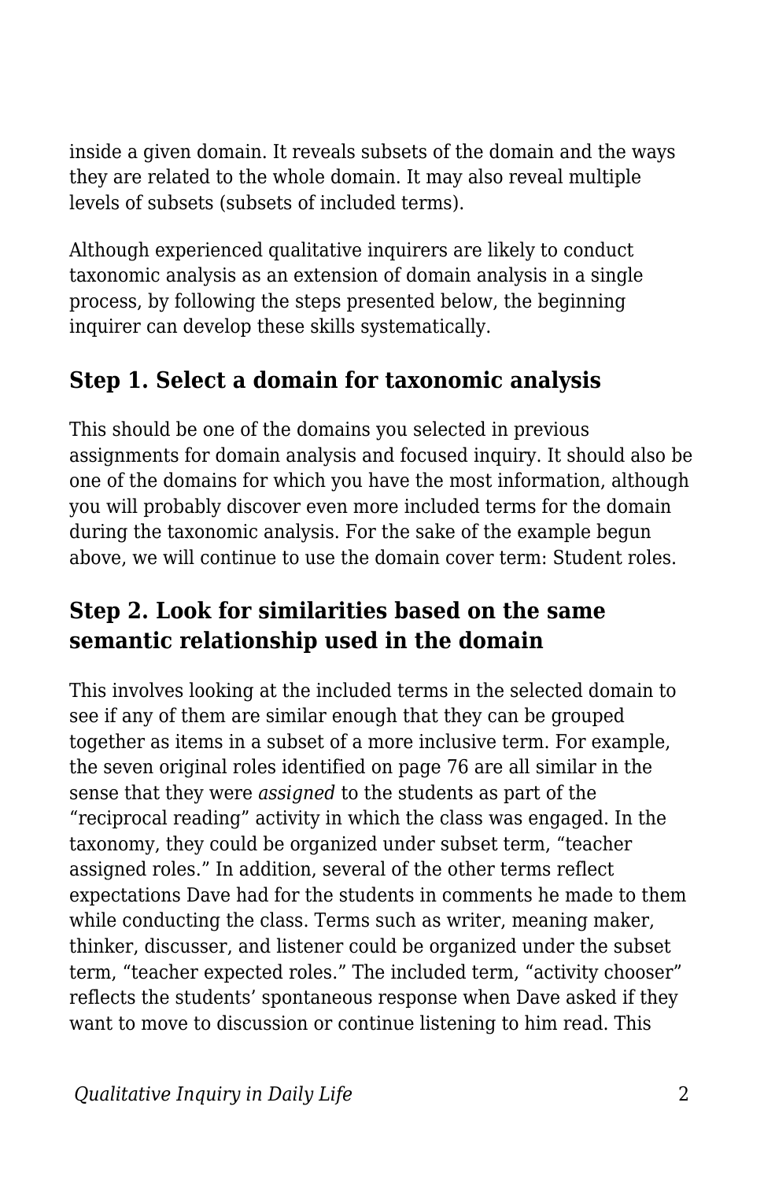inside a given domain. It reveals subsets of the domain and the ways they are related to the whole domain. It may also reveal multiple levels of subsets (subsets of included terms).

Although experienced qualitative inquirers are likely to conduct taxonomic analysis as an extension of domain analysis in a single process, by following the steps presented below, the beginning inquirer can develop these skills systematically.

## Step 1. Select a domain for taxonomic analysis

This should be one of the domains you selected in previous assignments for domain analysis and focused inquiry. It should also be one of the domains for which you have the most information, although you will probably discover even more included terms for the domain during the taxonomic analysis. For the sake of the example begun above, we will continue to use the domain cover term: Student roles.

## Step 2. Look for similarities based on the same semantic relationship used in the domain

This involves looking at the included terms in the selected domain to see if any of them are similar enough that they can be grouped together as items in a subset of a more inclusive term. For example, the seven original roles identified on page 76 are all similar in the sense that they were *assigned* to the students as part of the "reciprocal reading" activity in which the class was engaged. In the taxonomy, they could be organized under subset term, "teacher assigned roles." In addition, several of the other terms reflect expectations Dave had for the students in comments he made to them while conducting the class. Terms such as writer, meaning maker, thinker, discusser, and listener could be organized under the subset term, "teacher expected roles." The included term, "activity chooser" reflects the students' spontaneous response when Dave asked if they want to move to discussion or continue listening to him read. This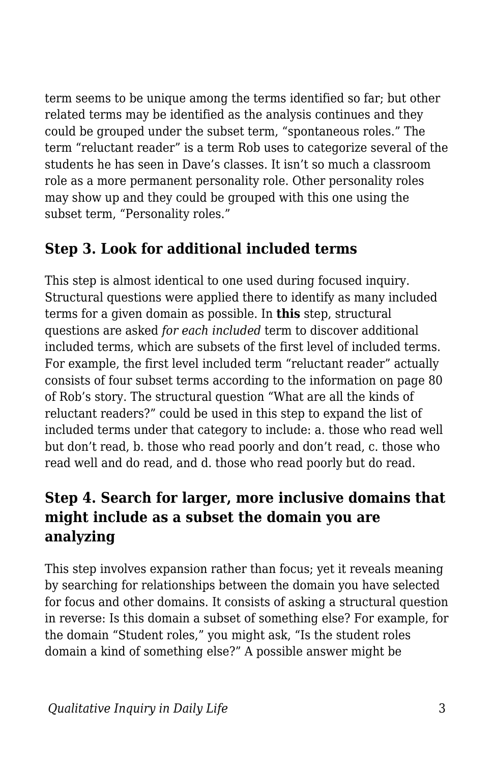term seems to be unique among the terms identified so far; but other related terms may be identified as the analysis continues and they could be grouped under the subset term, “spontaneous roles.” The term “reluctant reader” is a term Rob uses to categorize several of the students he has seen in Dave’s classes. It isn’t so much a classroom role as a more permanent personality role. Other personality roles may show up and they could be grouped with this one using the subset term, “Personality roles.”

## Step 3. Look for additional included terms

This step is almost identical to one used during focused inquiry. Structural questions were applied there to identify as many included terms for a given domain as possible. In **this** step, structural questions are asked *for each included* term to discover additional included terms, which are subsets of the first level of included terms. For example, the first level included term “reluctant reader” actually consists of four subset terms according to the information on page 80 of Rob’s story. The structural question “What are all the kinds of reluctant readers?” could be used in this step to expand the list of included terms under that category to include: a. those who read well but don’t read, b. those who read poorly and don’t read, c. those who read well and do read, and d. those who read poorly but do read.

## Step 4. Search for larger, more inclusive domains that might include as a subset the domain you are analyzing

This step involves expansion rather than focus; yet it reveals meaning by searching for relationships between the domain you have selected for focus and other domains. It consists of asking a structural question in reverse: Is this domain a subset of something else? For example, for the domain “Student roles,” you might ask, “Is the student roles domain a kind of something else?” A possible answer might be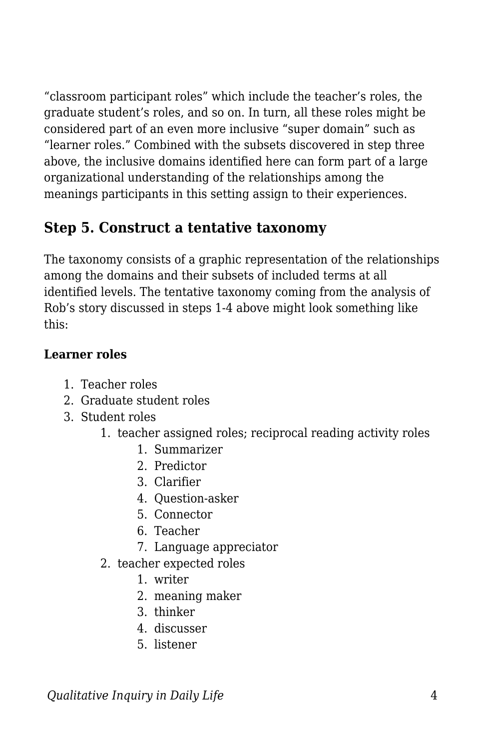"classroom participant roles" which include the teacher's roles, the graduate student's roles, and so on. In turn, all these roles might be considered part of an even more inclusive "super domain" such as "learner roles." Combined with the subsets discovered in step three above, the inclusive domains identified here can form part of a large organizational understanding of the relationships among the meanings participants in this setting assign to their experiences.

## Step 5. Construct a tentative taxonomy

The taxonomy consists of a graphic representation of the relationships among the domains and their subsets of included terms at all identified levels. The tentative taxonomy coming from the analysis of Rob's story discussed in steps 1-4 above might look something like this:

**Learner roles**

1. Teacher roles
2. Graduate student roles
3. Student roles
    1. teacher assigned roles; reciprocal reading activity roles
        1. Summarizer
        2. Predictor
        3. Clarifier
        4. Question-asker
        5. Connector
        6. Teacher
        7. Language appreciator
    2. teacher expected roles
        1. writer
        2. meaning maker
        3. thinker
        4. discusser
        5. listener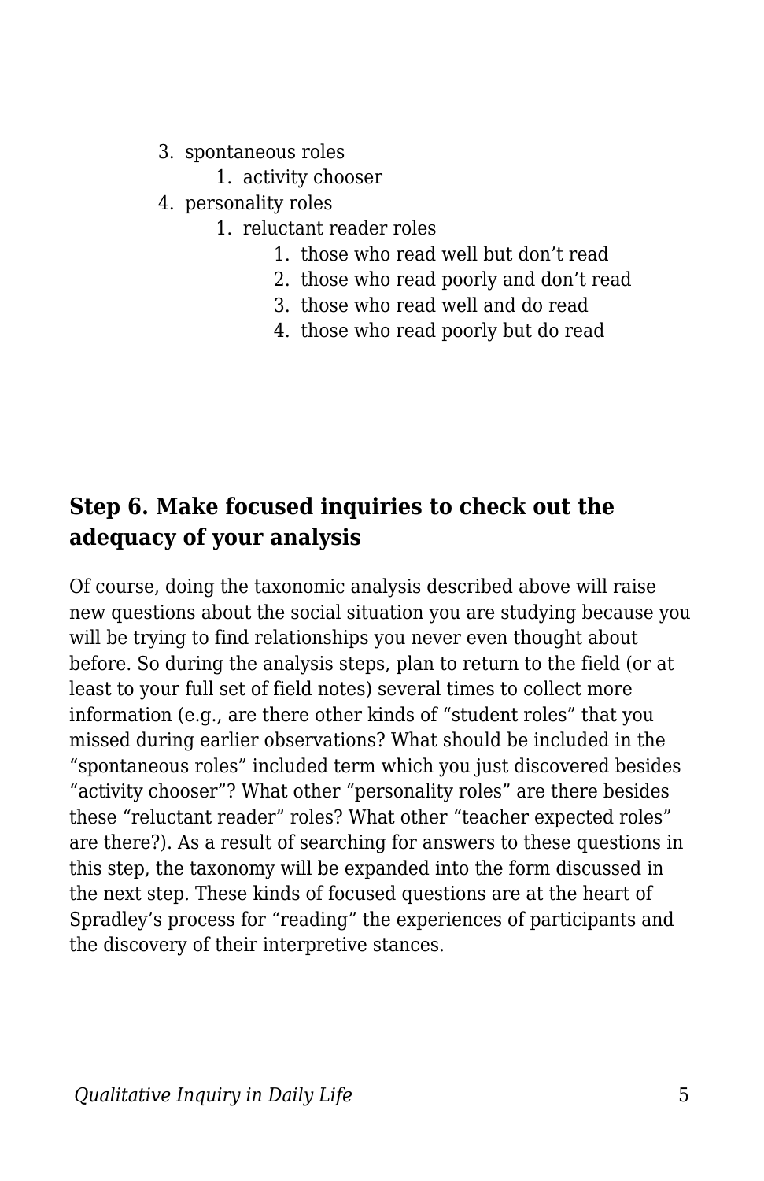3. spontaneous roles
    1. activity chooser
4. personality roles
    1. reluctant reader roles
        1. those who read well but don't read
        2. those who read poorly and don't read
        3. those who read well and do read
        4. those who read poorly but do read

### Step 6. Make focused inquiries to check out the adequacy of your analysis

Of course, doing the taxonomic analysis described above will raise new questions about the social situation you are studying because you will be trying to find relationships you never even thought about before. So during the analysis steps, plan to return to the field (or at least to your full set of field notes) several times to collect more information (e.g., are there other kinds of "student roles" that you missed during earlier observations? What should be included in the "spontaneous roles" included term which you just discovered besides "activity chooser"? What other "personality roles" are there besides these "reluctant reader" roles? What other "teacher expected roles" are there?). As a result of searching for answers to these questions in this step, the taxonomy will be expanded into the form discussed in the next step. These kinds of focused questions are at the heart of Spradley's process for "reading" the experiences of participants and the discovery of their interpretive stances.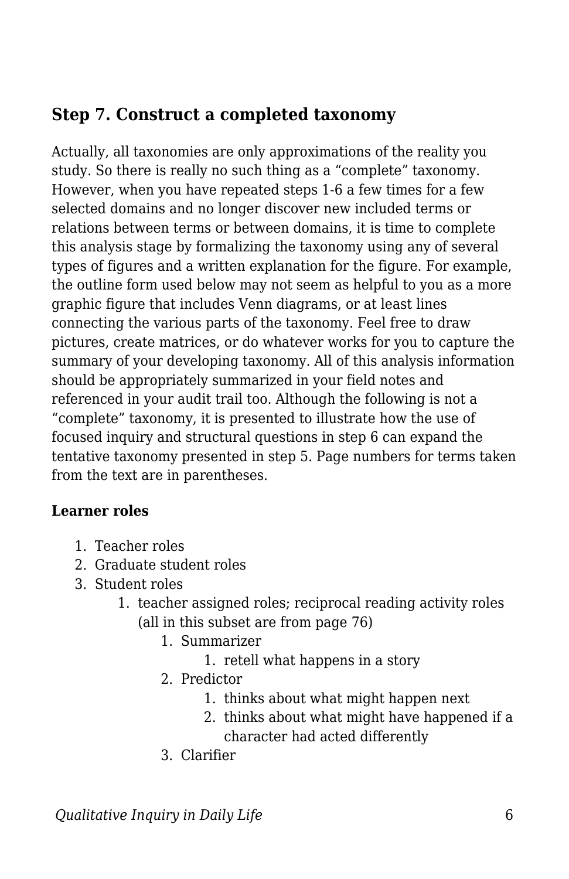## Step 7. Construct a completed taxonomy

Actually, all taxonomies are only approximations of the reality you study. So there is really no such thing as a "complete" taxonomy. However, when you have repeated steps 1-6 a few times for a few selected domains and no longer discover new included terms or relations between terms or between domains, it is time to complete this analysis stage by formalizing the taxonomy using any of several types of figures and a written explanation for the figure. For example, the outline form used below may not seem as helpful to you as a more graphic figure that includes Venn diagrams, or at least lines connecting the various parts of the taxonomy. Feel free to draw pictures, create matrices, or do whatever works for you to capture the summary of your developing taxonomy. All of this analysis information should be appropriately summarized in your field notes and referenced in your audit trail too. Although the following is not a "complete" taxonomy, it is presented to illustrate how the use of focused inquiry and structural questions in step 6 can expand the tentative taxonomy presented in step 5. Page numbers for terms taken from the text are in parentheses.

**Learner roles**

1. Teacher roles
2. Graduate student roles
3. Student roles
    1. teacher assigned roles; reciprocal reading activity roles (all in this subset are from page 76)
        1. Summarizer
            1. retell what happens in a story
        2. Predictor
            1. thinks about what might happen next
            2. thinks about what might have happened if a character had acted differently
        3. Clarifier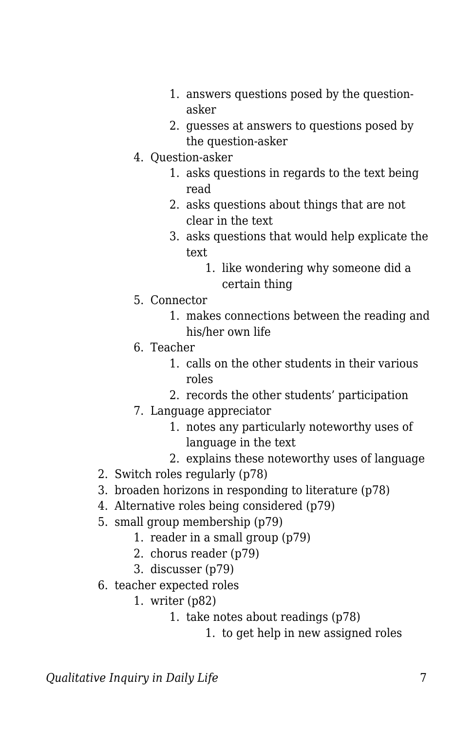1. answers questions posed by the question-asker
            2. guesses at answers to questions posed by the question-asker
        4. Question-asker
            1. asks questions in regards to the text being read
            2. asks questions about things that are not clear in the text
            3. asks questions that would help explicate the text
                1. like wondering why someone did a certain thing
        5. Connector
            1. makes connections between the reading and his/her own life
        6. Teacher
            1. calls on the other students in their various roles
            2. records the other students' participation
        7. Language appreciator
            1. notes any particularly noteworthy uses of language in the text
            2. explains these noteworthy uses of language
    2. Switch roles regularly (p78)
    3. broaden horizons in responding to literature (p78)
    4. Alternative roles being considered (p79)
    5. small group membership (p79)
        1. reader in a small group (p79)
        2. chorus reader (p79)
        3. discusser (p79)
    6. teacher expected roles
        1. writer (p82)
            1. take notes about readings (p78)
                1. to get help in new assigned roles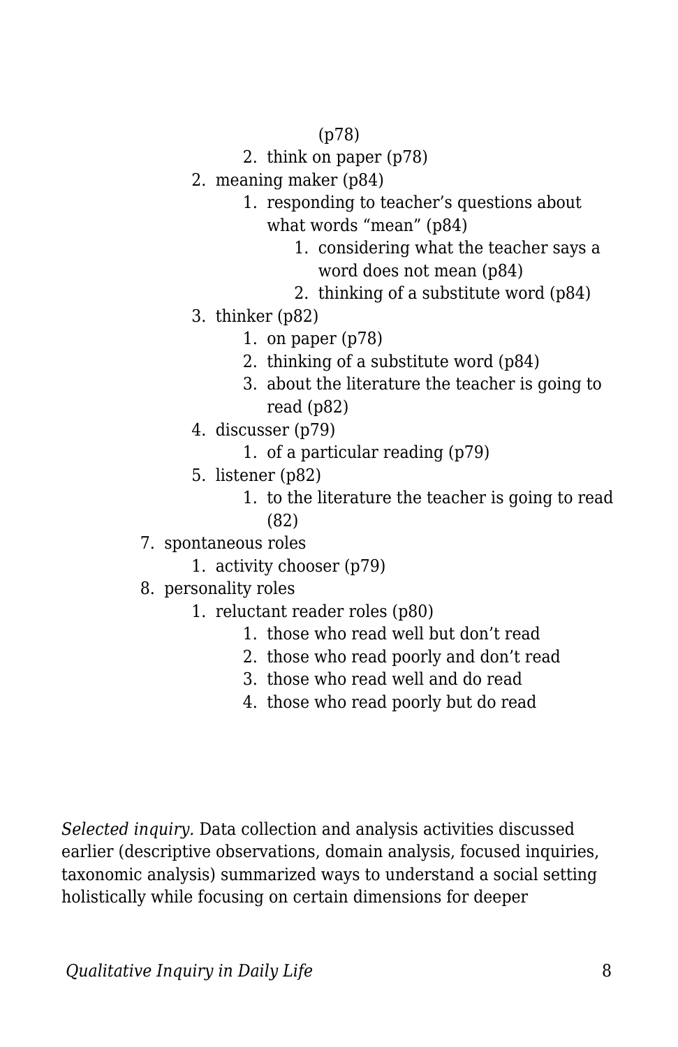(p78)

            2. think on paper (p78)
        2. meaning maker (p84)
            1. responding to teacher's questions about what words "mean" (p84)
                1. considering what the teacher says a word does not mean (p84)
                2. thinking of a substitute word (p84)
        3. thinker (p82)
            1. on paper (p78)
            2. thinking of a substitute word (p84)
            3. about the literature the teacher is going to read (p82)
        4. discusser (p79)
            1. of a particular reading (p79)
        5. listener (p82)
            1. to the literature the teacher is going to read (82)
    7. spontaneous roles
        1. activity chooser (p79)
    8. personality roles
        1. reluctant reader roles (p80)
            1. those who read well but don't read
            2. those who read poorly and don't read
            3. those who read well and do read
            4. those who read poorly but do read

*Selected inquiry.* Data collection and analysis activities discussed earlier (descriptive observations, domain analysis, focused inquiries, taxonomic analysis) summarized ways to understand a social setting holistically while focusing on certain dimensions for deeper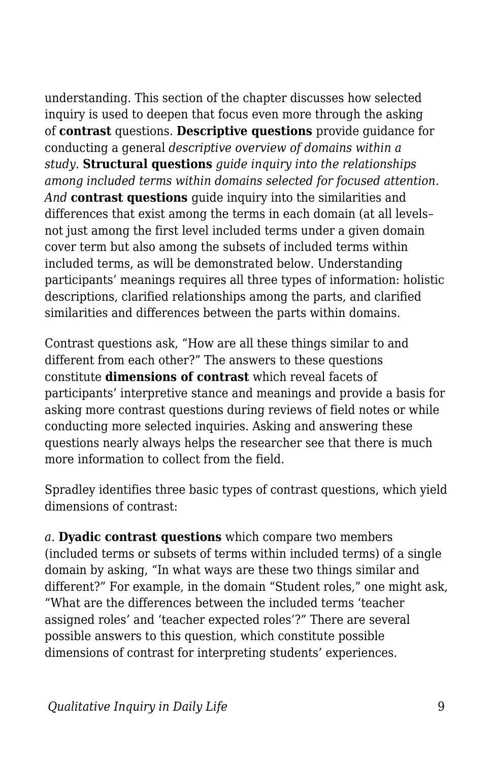understanding. This section of the chapter discusses how selected inquiry is used to deepen that focus even more through the asking of **contrast** questions. **Descriptive questions** provide guidance for conducting a general *descriptive overview of domains within a study.* **Structural questions** *guide inquiry into the relationships among included terms within domains selected for focused attention. And* **contrast questions** guide inquiry into the similarities and differences that exist among the terms in each domain (at all levels–not just among the first level included terms under a given domain cover term but also among the subsets of included terms within included terms, as will be demonstrated below. Understanding participants' meanings requires all three types of information: holistic descriptions, clarified relationships among the parts, and clarified similarities and differences between the parts within domains.

Contrast questions ask, "How are all these things similar to and different from each other?" The answers to these questions constitute **dimensions of contrast** which reveal facets of participants' interpretive stance and meanings and provide a basis for asking more contrast questions during reviews of field notes or while conducting more selected inquiries. Asking and answering these questions nearly always helps the researcher see that there is much more information to collect from the field.

Spradley identifies three basic types of contrast questions, which yield dimensions of contrast:

*a.* **Dyadic contrast questions** which compare two members (included terms or subsets of terms within included terms) of a single domain by asking, "In what ways are these two things similar and different?" For example, in the domain "Student roles," one might ask, "What are the differences between the included terms 'teacher assigned roles' and 'teacher expected roles'?" There are several possible answers to this question, which constitute possible dimensions of contrast for interpreting students' experiences.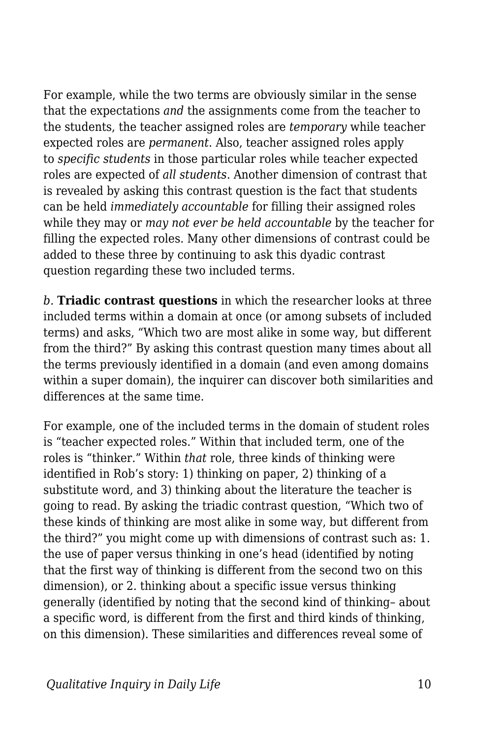For example, while the two terms are obviously similar in the sense that the expectations *and* the assignments come from the teacher to the students, the teacher assigned roles are *temporary* while teacher expected roles are *permanent*. Also, teacher assigned roles apply to *specific students* in those particular roles while teacher expected roles are expected of *all students*. Another dimension of contrast that is revealed by asking this contrast question is the fact that students can be held *immediately accountable* for filling their assigned roles while they may or *may not ever be held accountable* by the teacher for filling the expected roles. Many other dimensions of contrast could be added to these three by continuing to ask this dyadic contrast question regarding these two included terms.

*b.* **Triadic contrast questions** in which the researcher looks at three included terms within a domain at once (or among subsets of included terms) and asks, "Which two are most alike in some way, but different from the third?" By asking this contrast question many times about all the terms previously identified in a domain (and even among domains within a super domain), the inquirer can discover both similarities and differences at the same time.

For example, one of the included terms in the domain of student roles is "teacher expected roles." Within that included term, one of the roles is "thinker." Within *that* role, three kinds of thinking were identified in Rob's story: 1) thinking on paper, 2) thinking of a substitute word, and 3) thinking about the literature the teacher is going to read. By asking the triadic contrast question, "Which two of these kinds of thinking are most alike in some way, but different from the third?" you might come up with dimensions of contrast such as: 1. the use of paper versus thinking in one's head (identified by noting that the first way of thinking is different from the second two on this dimension), or 2. thinking about a specific issue versus thinking generally (identified by noting that the second kind of thinking– about a specific word, is different from the first and third kinds of thinking, on this dimension). These similarities and differences reveal some of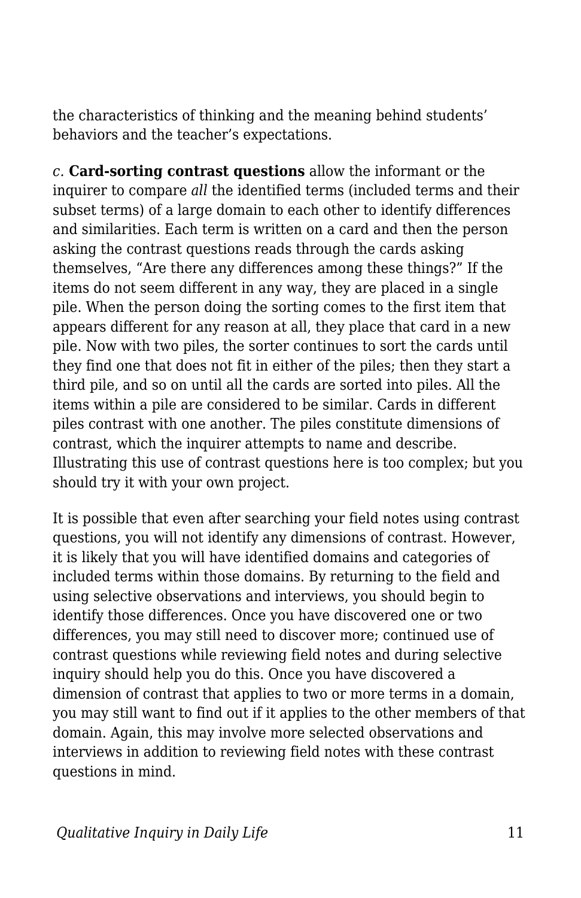the characteristics of thinking and the meaning behind students' behaviors and the teacher's expectations.

*c.* **Card-sorting contrast questions** allow the informant or the inquirer to compare *all* the identified terms (included terms and their subset terms) of a large domain to each other to identify differences and similarities. Each term is written on a card and then the person asking the contrast questions reads through the cards asking themselves, "Are there any differences among these things?" If the items do not seem different in any way, they are placed in a single pile. When the person doing the sorting comes to the first item that appears different for any reason at all, they place that card in a new pile. Now with two piles, the sorter continues to sort the cards until they find one that does not fit in either of the piles; then they start a third pile, and so on until all the cards are sorted into piles. All the items within a pile are considered to be similar. Cards in different piles contrast with one another. The piles constitute dimensions of contrast, which the inquirer attempts to name and describe. Illustrating this use of contrast questions here is too complex; but you should try it with your own project.

It is possible that even after searching your field notes using contrast questions, you will not identify any dimensions of contrast. However, it is likely that you will have identified domains and categories of included terms within those domains. By returning to the field and using selective observations and interviews, you should begin to identify those differences. Once you have discovered one or two differences, you may still need to discover more; continued use of contrast questions while reviewing field notes and during selective inquiry should help you do this. Once you have discovered a dimension of contrast that applies to two or more terms in a domain, you may still want to find out if it applies to the other members of that domain. Again, this may involve more selected observations and interviews in addition to reviewing field notes with these contrast questions in mind.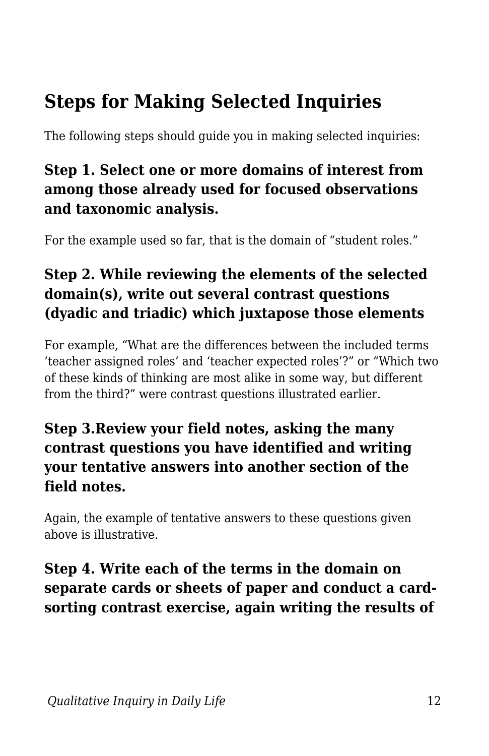## Steps for Making Selected Inquiries

The following steps should guide you in making selected inquiries:

### Step 1. Select one or more domains of interest from among those already used for focused observations and taxonomic analysis.

For the example used so far, that is the domain of "student roles."

### Step 2. While reviewing the elements of the selected domain(s), write out several contrast questions (dyadic and triadic) which juxtapose those elements

For example, "What are the differences between the included terms 'teacher assigned roles' and 'teacher expected roles'?" or "Which two of these kinds of thinking are most alike in some way, but different from the third?" were contrast questions illustrated earlier.

### Step 3.Review your field notes, asking the many contrast questions you have identified and writing your tentative answers into another section of the field notes.

Again, the example of tentative answers to these questions given above is illustrative.

### Step 4. Write each of the terms in the domain on separate cards or sheets of paper and conduct a card-sorting contrast exercise, again writing the results of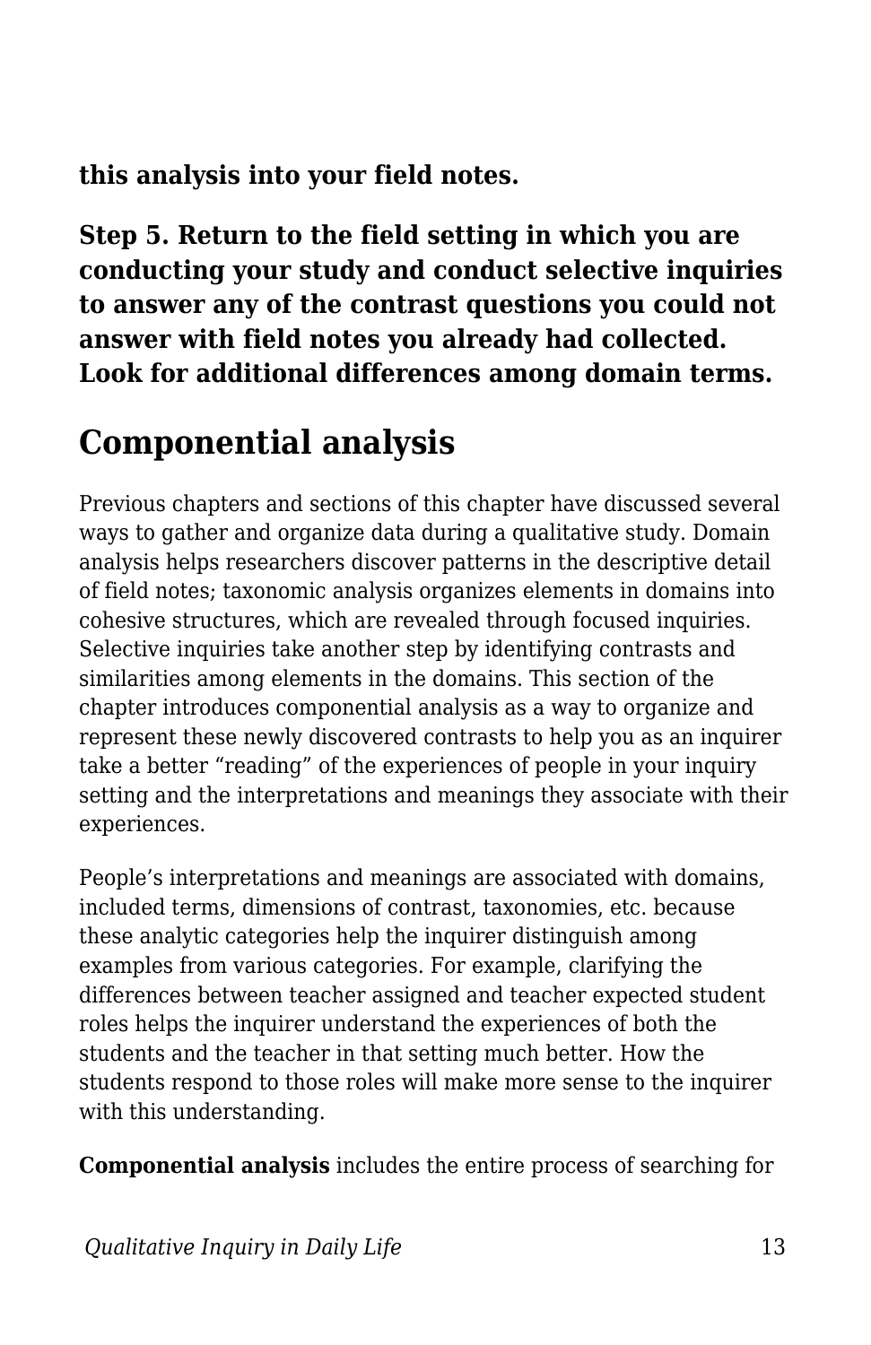**this analysis into your field notes.**

**Step 5. Return to the field setting in which you are conducting your study and conduct selective inquiries to answer any of the contrast questions you could not answer with field notes you already had collected. Look for additional differences among domain terms.**

## Componential analysis

Previous chapters and sections of this chapter have discussed several ways to gather and organize data during a qualitative study. Domain analysis helps researchers discover patterns in the descriptive detail of field notes; taxonomic analysis organizes elements in domains into cohesive structures, which are revealed through focused inquiries. Selective inquiries take another step by identifying contrasts and similarities among elements in the domains. This section of the chapter introduces componential analysis as a way to organize and represent these newly discovered contrasts to help you as an inquirer take a better "reading" of the experiences of people in your inquiry setting and the interpretations and meanings they associate with their experiences.

People's interpretations and meanings are associated with domains, included terms, dimensions of contrast, taxonomies, etc. because these analytic categories help the inquirer distinguish among examples from various categories. For example, clarifying the differences between teacher assigned and teacher expected student roles helps the inquirer understand the experiences of both the students and the teacher in that setting much better. How the students respond to those roles will make more sense to the inquirer with this understanding.

**Componential analysis** includes the entire process of searching for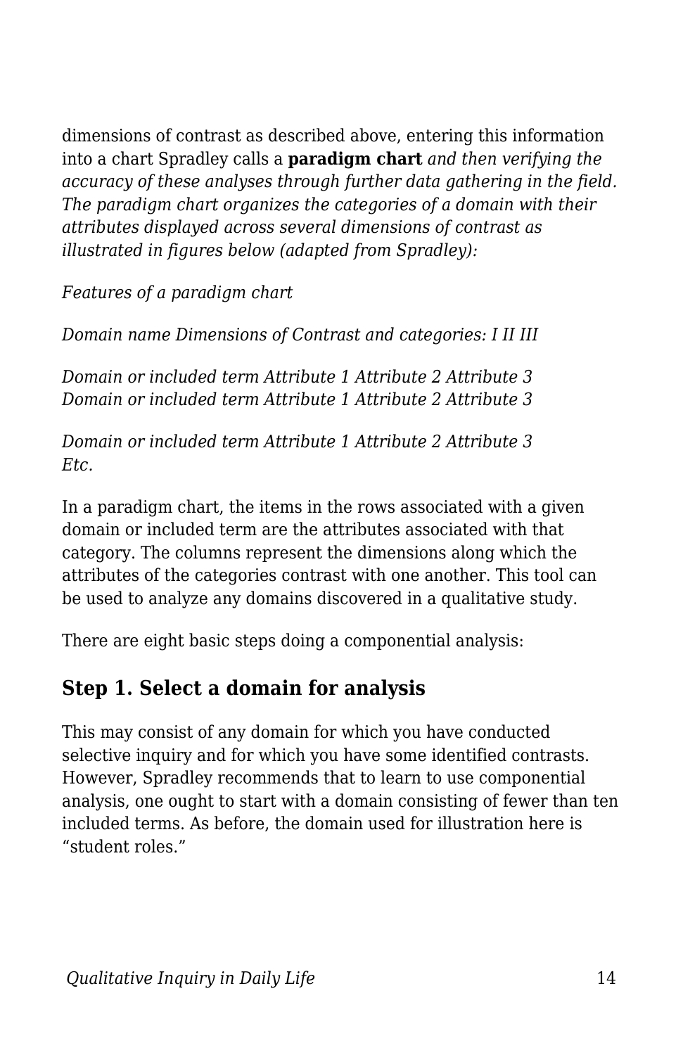dimensions of contrast as described above, entering this information into a chart Spradley calls a **paradigm chart** *and then verifying the accuracy of these analyses through further data gathering in the field. The paradigm chart organizes the categories of a domain with their attributes displayed across several dimensions of contrast as illustrated in figures below (adapted from Spradley):*

*Features of a paradigm chart*

*Domain name Dimensions of Contrast and categories: I II III*

*Domain or included term Attribute 1 Attribute 2 Attribute 3*
*Domain or included term Attribute 1 Attribute 2 Attribute 3*

*Domain or included term Attribute 1 Attribute 2 Attribute 3*
*Etc.*

In a paradigm chart, the items in the rows associated with a given domain or included term are the attributes associated with that category. The columns represent the dimensions along which the attributes of the categories contrast with one another. This tool can be used to analyze any domains discovered in a qualitative study.

There are eight basic steps doing a componential analysis:

## Step 1. Select a domain for analysis

This may consist of any domain for which you have conducted selective inquiry and for which you have some identified contrasts. However, Spradley recommends that to learn to use componential analysis, one ought to start with a domain consisting of fewer than ten included terms. As before, the domain used for illustration here is "student roles."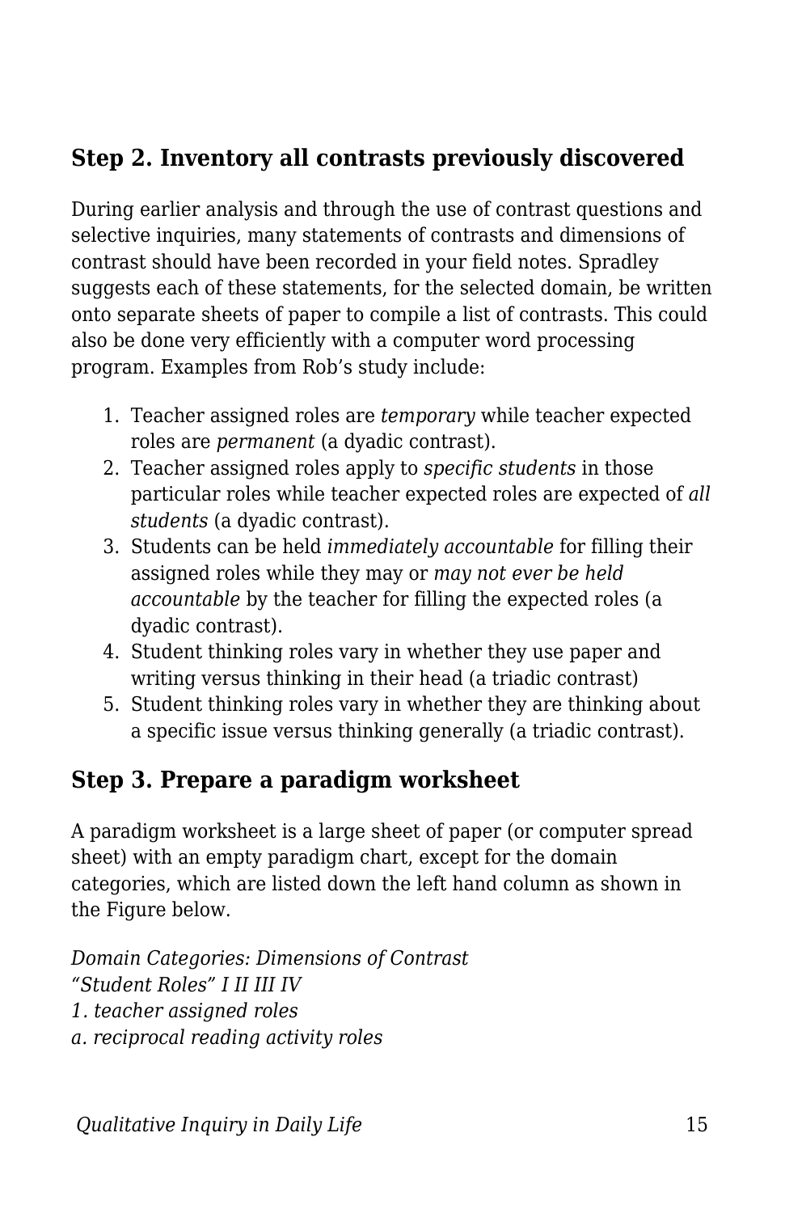## Step 2. Inventory all contrasts previously discovered

During earlier analysis and through the use of contrast questions and selective inquiries, many statements of contrasts and dimensions of contrast should have been recorded in your field notes. Spradley suggests each of these statements, for the selected domain, be written onto separate sheets of paper to compile a list of contrasts. This could also be done very efficiently with a computer word processing program. Examples from Rob's study include:

1. Teacher assigned roles are *temporary* while teacher expected roles are *permanent* (a dyadic contrast).
2. Teacher assigned roles apply to *specific students* in those particular roles while teacher expected roles are expected of *all students* (a dyadic contrast).
3. Students can be held *immediately accountable* for filling their assigned roles while they may or *may not ever be held accountable* by the teacher for filling the expected roles (a dyadic contrast).
4. Student thinking roles vary in whether they use paper and writing versus thinking in their head (a triadic contrast)
5. Student thinking roles vary in whether they are thinking about a specific issue versus thinking generally (a triadic contrast).

## Step 3. Prepare a paradigm worksheet

A paradigm worksheet is a large sheet of paper (or computer spread sheet) with an empty paradigm chart, except for the domain categories, which are listed down the left hand column as shown in the Figure below.

*Domain Categories: Dimensions of Contrast*
*"Student Roles" I II III IV*
*1. teacher assigned roles*
*a. reciprocal reading activity roles*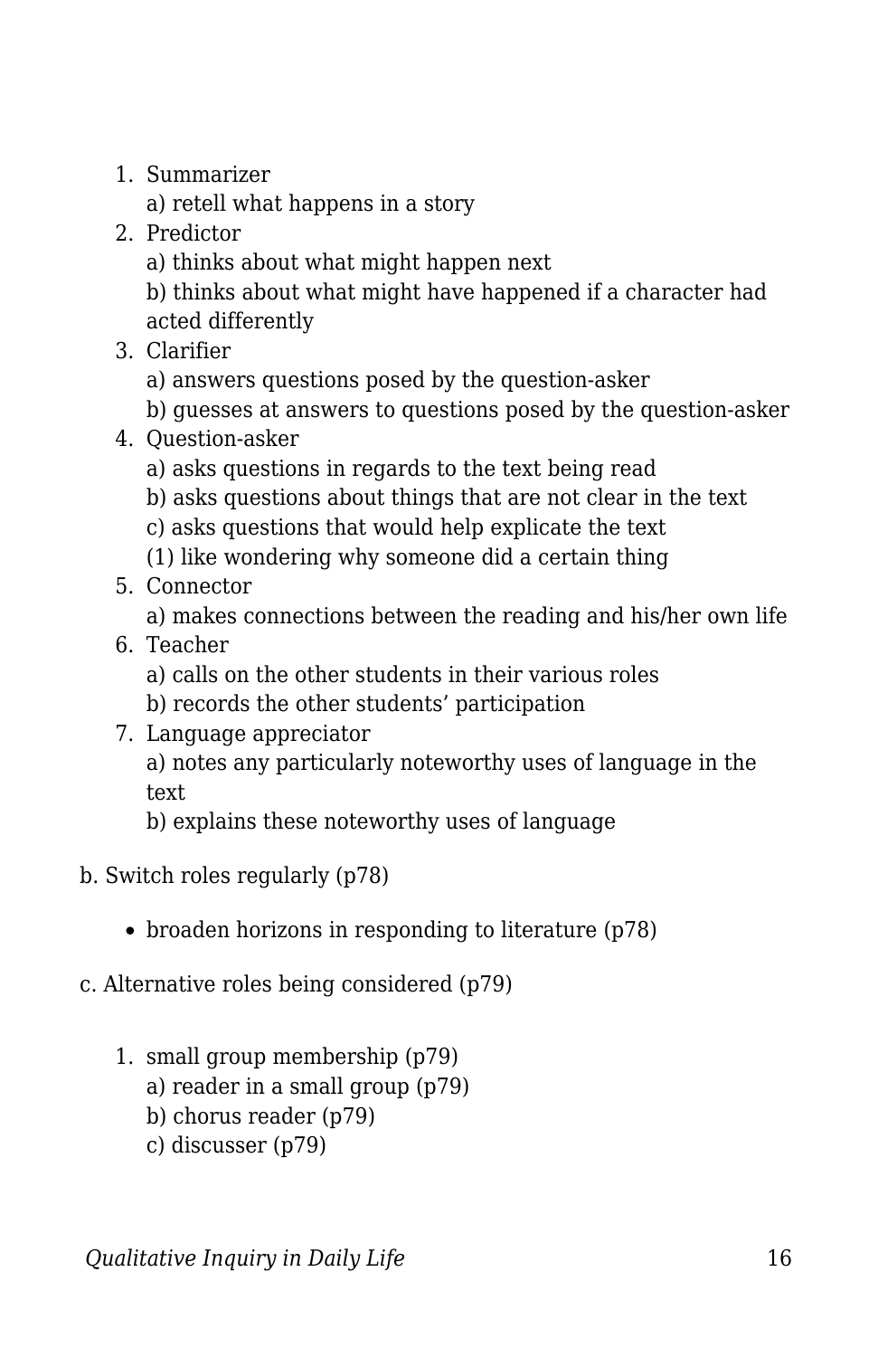1. Summarizer
   a) retell what happens in a story
2. Predictor
   a) thinks about what might happen next
   b) thinks about what might have happened if a character had acted differently
3. Clarifier
   a) answers questions posed by the question-asker
   b) guesses at answers to questions posed by the question-asker
4. Question-asker
   a) asks questions in regards to the text being read
   b) asks questions about things that are not clear in the text
   c) asks questions that would help explicate the text
   (1) like wondering why someone did a certain thing
5. Connector
   a) makes connections between the reading and his/her own life
6. Teacher
   a) calls on the other students in their various roles
   b) records the other students' participation
7. Language appreciator
   a) notes any particularly noteworthy uses of language in the text
   b) explains these noteworthy uses of language

b. Switch roles regularly (p78)

- broaden horizons in responding to literature (p78)

c. Alternative roles being considered (p79)

1. small group membership (p79)
   a) reader in a small group (p79)
   b) chorus reader (p79)
   c) discusser (p79)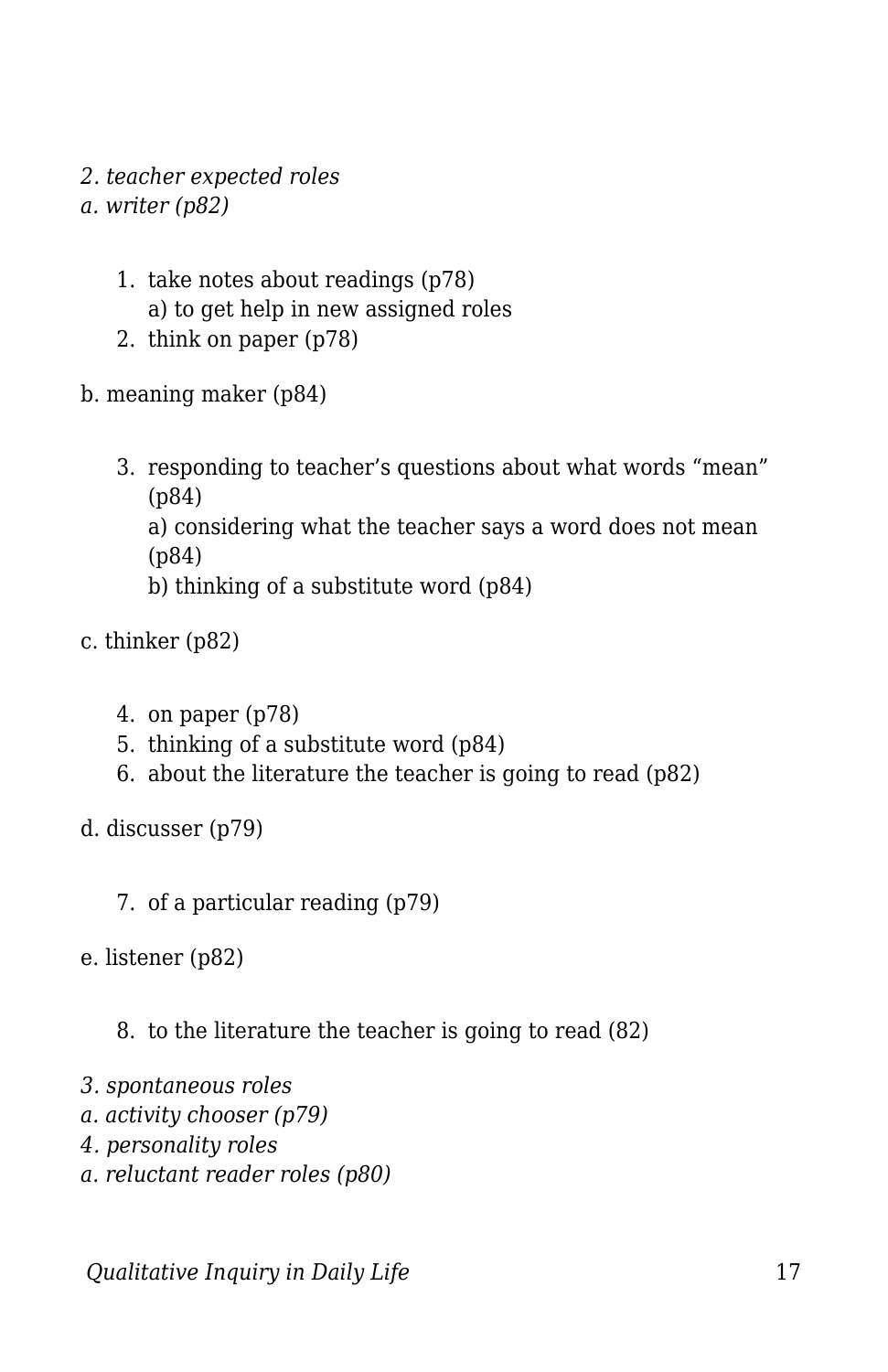*2. teacher expected roles*
*a. writer (p82)*

1. take notes about readings (p78)
   a) to get help in new assigned roles
2. think on paper (p78)

b. meaning maker (p84)

3. responding to teacher's questions about what words "mean" (p84)
   a) considering what the teacher says a word does not mean (p84)
   b) thinking of a substitute word (p84)

c. thinker (p82)

4. on paper (p78)
5. thinking of a substitute word (p84)
6. about the literature the teacher is going to read (p82)

d. discusser (p79)

7. of a particular reading (p79)

e. listener (p82)

8. to the literature the teacher is going to read (82)

*3. spontaneous roles*
*a. activity chooser (p79)*
*4. personality roles*
*a. reluctant reader roles (p80)*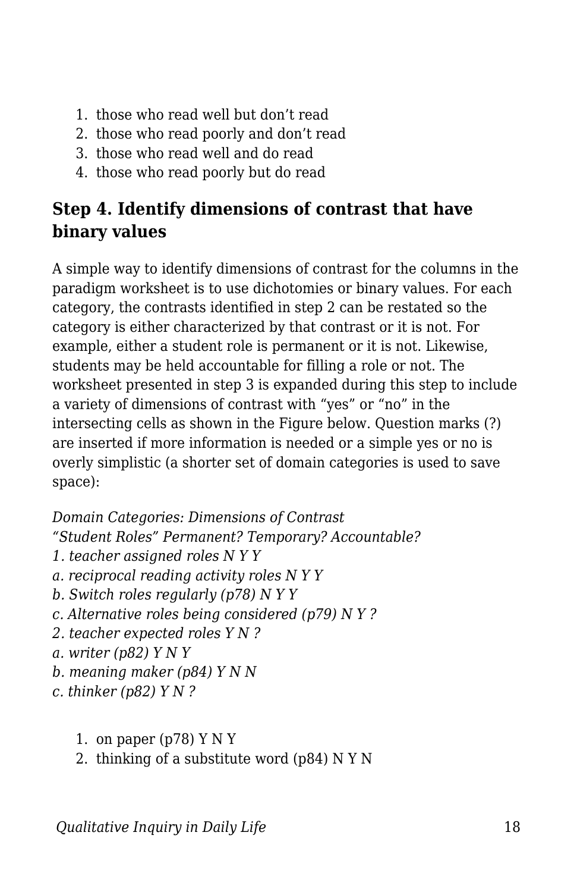1. those who read well but don’t read
2. those who read poorly and don’t read
3. those who read well and do read
4. those who read poorly but do read

## Step 4. Identify dimensions of contrast that have binary values

A simple way to identify dimensions of contrast for the columns in the paradigm worksheet is to use dichotomies or binary values. For each category, the contrasts identified in step 2 can be restated so the category is either characterized by that contrast or it is not. For example, either a student role is permanent or it is not. Likewise, students may be held accountable for filling a role or not. The worksheet presented in step 3 is expanded during this step to include a variety of dimensions of contrast with “yes” or “no” in the intersecting cells as shown in the Figure below. Question marks (?) are inserted if more information is needed or a simple yes or no is overly simplistic (a shorter set of domain categories is used to save space):

*Domain Categories: Dimensions of Contrast*
*“Student Roles” Permanent? Temporary? Accountable?*
*1. teacher assigned roles N Y Y*
*a. reciprocal reading activity roles N Y Y*
*b. Switch roles regularly (p78) N Y Y*
*c. Alternative roles being considered (p79) N Y ?*
*2. teacher expected roles Y N ?*
*a. writer (p82) Y N Y*
*b. meaning maker (p84) Y N N*
*c. thinker (p82) Y N ?*

1. on paper (p78) Y N Y
2. thinking of a substitute word (p84) N Y N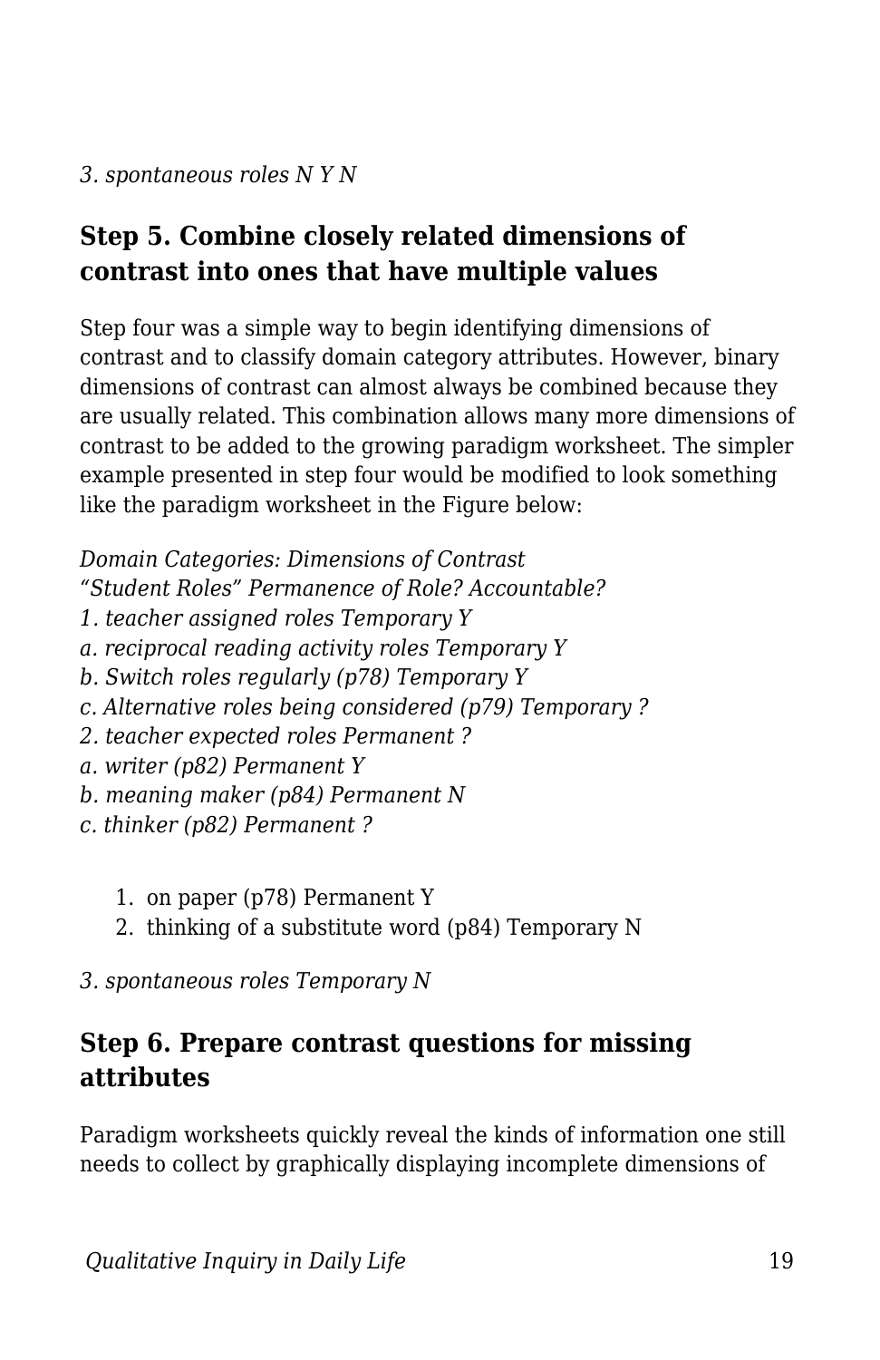*3. spontaneous roles N Y N*

## Step 5. Combine closely related dimensions of contrast into ones that have multiple values

Step four was a simple way to begin identifying dimensions of contrast and to classify domain category attributes. However, binary dimensions of contrast can almost always be combined because they are usually related. This combination allows many more dimensions of contrast to be added to the growing paradigm worksheet. The simpler example presented in step four would be modified to look something like the paradigm worksheet in the Figure below:

*Domain Categories: Dimensions of Contrast*
*“Student Roles” Permanence of Role? Accountable?*
*1. teacher assigned roles Temporary Y*
*a. reciprocal reading activity roles Temporary Y*
*b. Switch roles regularly (p78) Temporary Y*
*c. Alternative roles being considered (p79) Temporary ?*
*2. teacher expected roles Permanent ?*
*a. writer (p82) Permanent Y*
*b. meaning maker (p84) Permanent N*
*c. thinker (p82) Permanent ?*

1. on paper (p78) Permanent Y
2. thinking of a substitute word (p84) Temporary N

*3. spontaneous roles Temporary N*

## Step 6. Prepare contrast questions for missing attributes

Paradigm worksheets quickly reveal the kinds of information one still needs to collect by graphically displaying incomplete dimensions of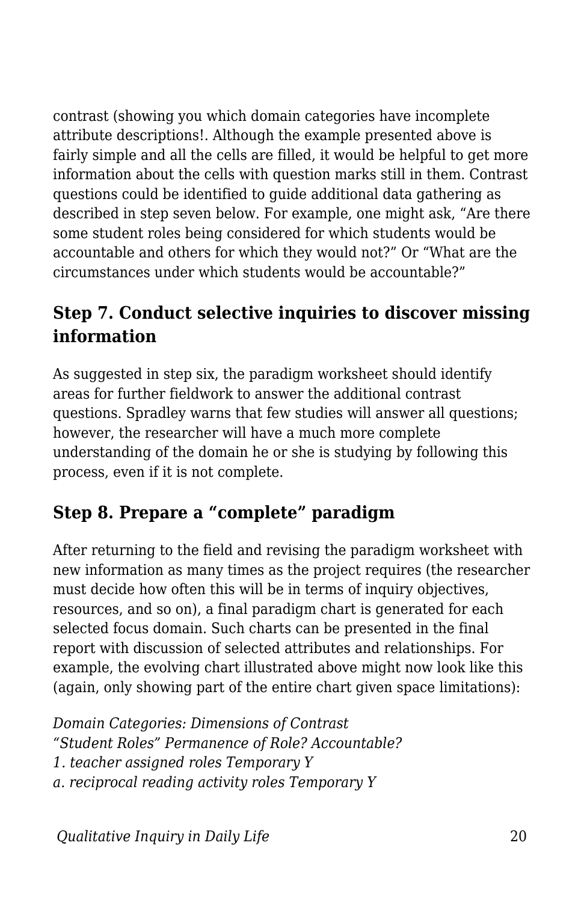contrast (showing you which domain categories have incomplete attribute descriptions!. Although the example presented above is fairly simple and all the cells are filled, it would be helpful to get more information about the cells with question marks still in them. Contrast questions could be identified to guide additional data gathering as described in step seven below. For example, one might ask, "Are there some student roles being considered for which students would be accountable and others for which they would not?" Or "What are the circumstances under which students would be accountable?"

## Step 7. Conduct selective inquiries to discover missing information

As suggested in step six, the paradigm worksheet should identify areas for further fieldwork to answer the additional contrast questions. Spradley warns that few studies will answer all questions; however, the researcher will have a much more complete understanding of the domain he or she is studying by following this process, even if it is not complete.

## Step 8. Prepare a "complete" paradigm

After returning to the field and revising the paradigm worksheet with new information as many times as the project requires (the researcher must decide how often this will be in terms of inquiry objectives, resources, and so on), a final paradigm chart is generated for each selected focus domain. Such charts can be presented in the final report with discussion of selected attributes and relationships. For example, the evolving chart illustrated above might now look like this (again, only showing part of the entire chart given space limitations):

*Domain Categories: Dimensions of Contrast*
*"Student Roles" Permanence of Role? Accountable?*
*1. teacher assigned roles Temporary Y*
*a. reciprocal reading activity roles Temporary Y*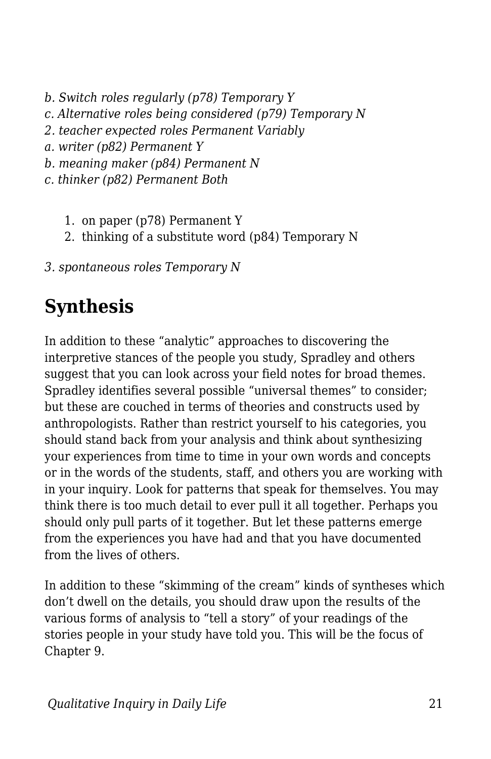*b. Switch roles regularly (p78) Temporary Y*
*c. Alternative roles being considered (p79) Temporary N*
*2. teacher expected roles Permanent Variably*
*a. writer (p82) Permanent Y*
*b. meaning maker (p84) Permanent N*
*c. thinker (p82) Permanent Both*

1. on paper (p78) Permanent Y
2. thinking of a substitute word (p84) Temporary N

*3. spontaneous roles Temporary N*

## Synthesis

In addition to these "analytic" approaches to discovering the interpretive stances of the people you study, Spradley and others suggest that you can look across your field notes for broad themes. Spradley identifies several possible "universal themes" to consider; but these are couched in terms of theories and constructs used by anthropologists. Rather than restrict yourself to his categories, you should stand back from your analysis and think about synthesizing your experiences from time to time in your own words and concepts or in the words of the students, staff, and others you are working with in your inquiry. Look for patterns that speak for themselves. You may think there is too much detail to ever pull it all together. Perhaps you should only pull parts of it together. But let these patterns emerge from the experiences you have had and that you have documented from the lives of others.

In addition to these "skimming of the cream" kinds of syntheses which don't dwell on the details, you should draw upon the results of the various forms of analysis to "tell a story" of your readings of the stories people in your study have told you. This will be the focus of Chapter 9.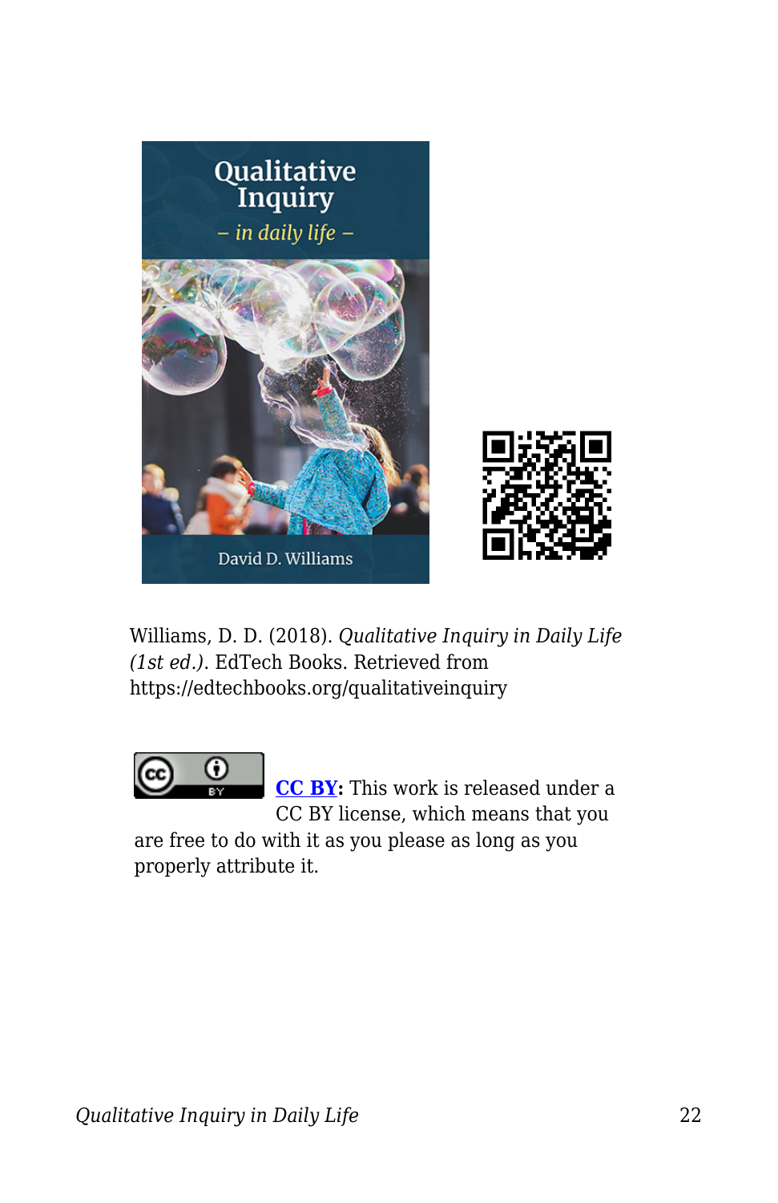Williams, D. D. (2018). *Qualitative Inquiry in Daily Life (1st ed.)*. EdTech Books. Retrieved from https://edtechbooks.org/qualitativeinquiry

**CC BY:** This work is released under a CC BY license, which means that you are free to do with it as you please as long as you properly attribute it.